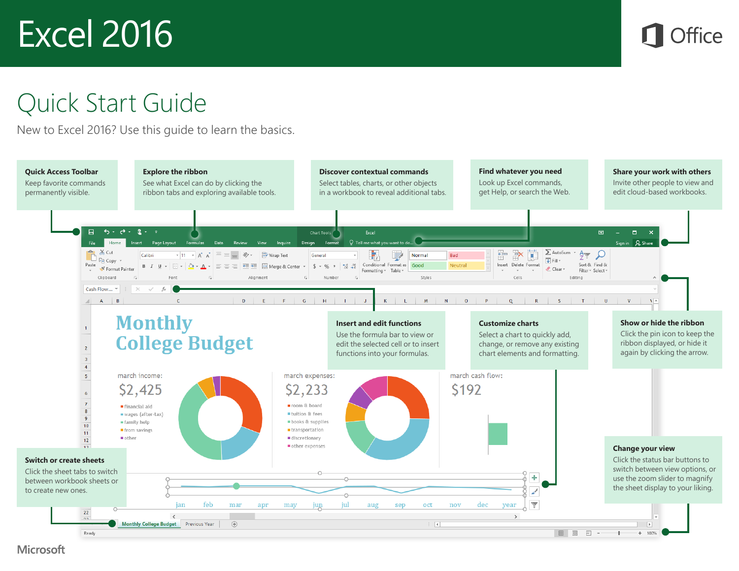# Excel 2016

Office

## Quick Start Guide

New to Excel 2016? Use this guide to learn the basics.

**Quick Access Toolbar**
Keep favorite commands permanently visible.

**Explore the ribbon**
See what Excel can do by clicking the ribbon tabs and exploring available tools.

**Discover contextual commands**
Select tables, charts, or other objects in a workbook to reveal additional tabs.

**Find whatever you need**
Look up Excel commands, get Help, or search the Web.

**Share your work with others**
Invite other people to view and edit cloud-based workbooks.

**Insert and edit functions**
Use the formula bar to view or edit the selected cell or to insert functions into your formulas.

**Customize charts**
Select a chart to quickly add, change, or remove any existing chart elements and formatting.

**Show or hide the ribbon**
Click the pin icon to keep the ribbon displayed, or hide it again by clicking the arrow.

**Switch or create sheets**
Click the sheet tabs to switch between workbook sheets or to create new ones.

**Change your view**
Click the status bar buttons to switch between view options, or use the zoom slider to magnify the sheet display to your liking.

Microsoft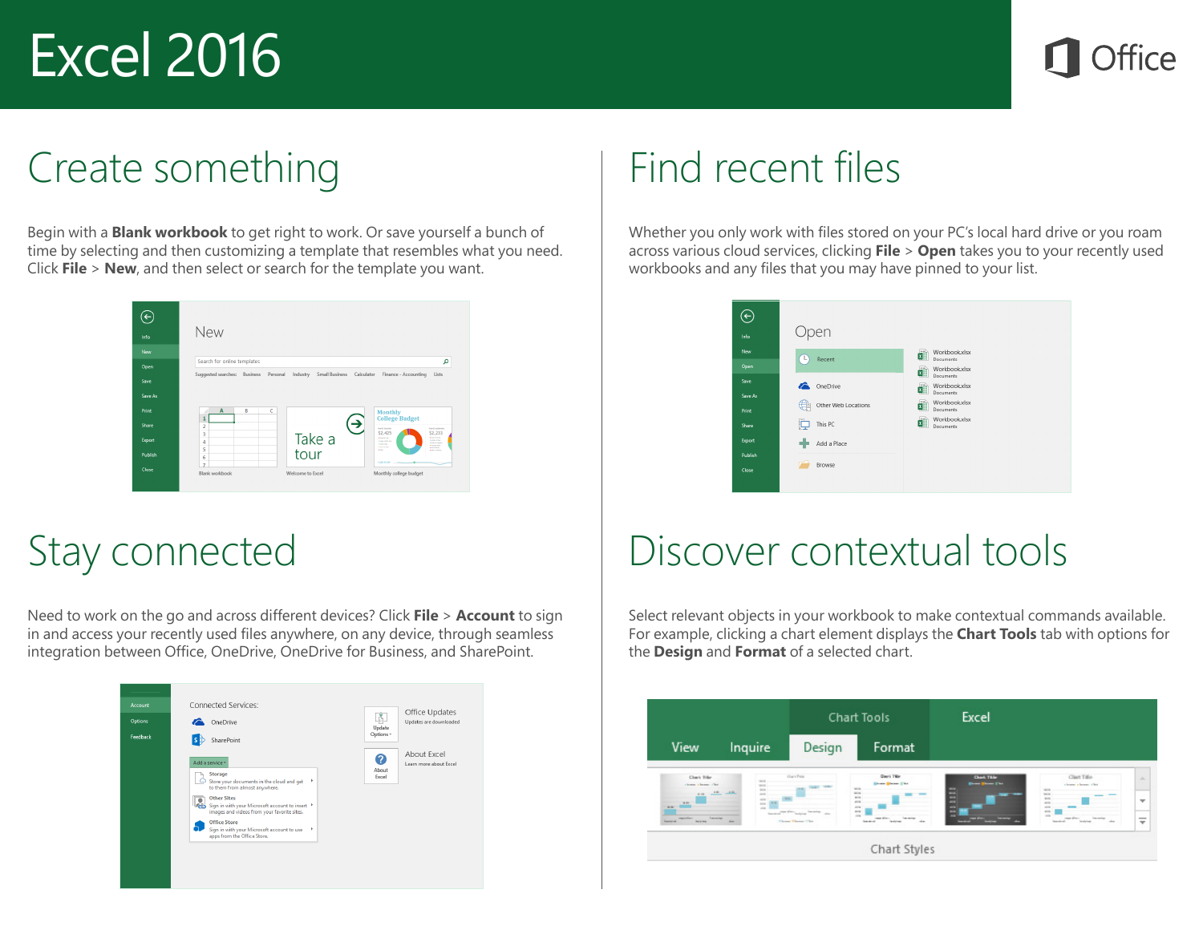# Excel 2016

## Create something

Begin with a **Blank workbook** to get right to work. Or save yourself a bunch of time by selecting and then customizing a template that resembles what you need. Click **File** > **New**, and then select or search for the template you want.

## Find recent files

Whether you only work with files stored on your PC's local hard drive or you roam across various cloud services, clicking **File** > **Open** takes you to your recently used workbooks and any files that you may have pinned to your list.

## Stay connected

Need to work on the go and across different devices? Click **File** > **Account** to sign in and access your recently used files anywhere, on any device, through seamless integration between Office, OneDrive, OneDrive for Business, and SharePoint.

## Discover contextual tools

Select relevant objects in your workbook to make contextual commands available. For example, clicking a chart element displays the **Chart Tools** tab with options for the **Design** and **Format** of a selected chart.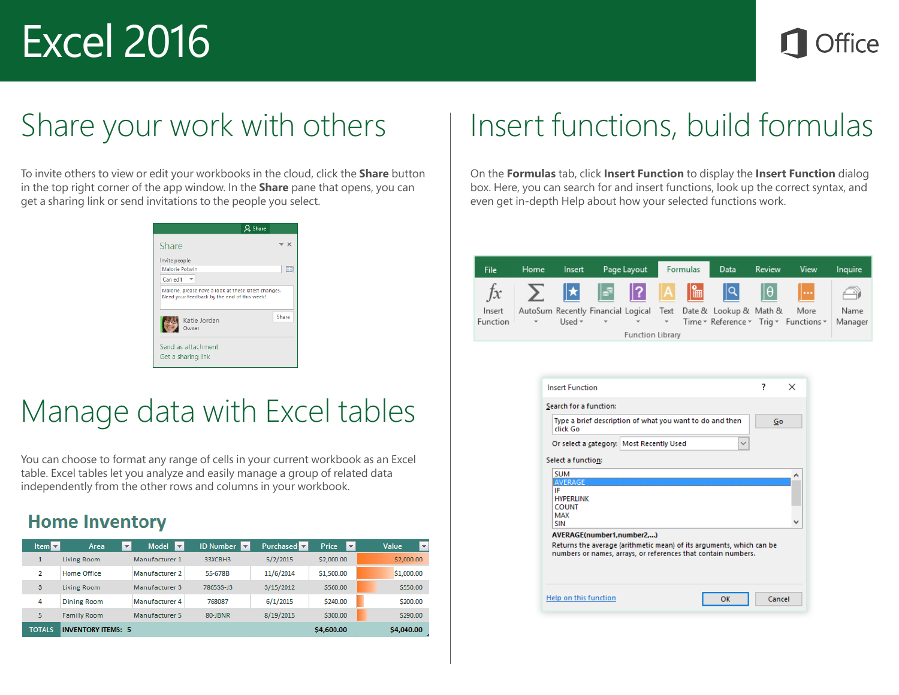# Excel 2016

## Share your work with others

To invite others to view or edit your workbooks in the cloud, click the **Share** button in the top right corner of the app window. In the **Share** pane that opens, you can get a sharing link or send invitations to the people you select.

## Manage data with Excel tables

You can choose to format any range of cells in your current workbook as an Excel table. Excel tables let you analyze and easily manage a group of related data independently from the other rows and columns in your workbook.

### Home Inventory

| Item | Area | Model | ID Number | Purchased | Price | Value |
|---|---|---|---|---|---|---|
| 1 | Living Room | Manufacturer 1 | 33XCBH3 | 5/2/2015 | $2,000.00 | $2,000.00 |
| 2 | Home Office | Manufacturer 2 | 55-678B | 11/6/2014 | $1,500.00 | $1,000.00 |
| 3 | Living Room | Manufacturer 3 | 7865SS-J3 | 3/15/2012 | $560.00 | $550.00 |
| 4 | Dining Room | Manufacturer 4 | 768087 | 6/1/2015 | $240.00 | $200.00 |
| 5 | Family Room | Manufacturer 5 | 80-JBNR | 8/19/2015 | $300.00 | $290.00 |
| TOTALS | INVENTORY ITEMS: 5 | | | | $4,600.00 | $4,040.00 |

## Insert functions, build formulas

On the **Formulas** tab, click **Insert Function** to display the **Insert Function** dialog box. Here, you can search for and insert functions, look up the correct syntax, and even get in-depth Help about how your selected functions work.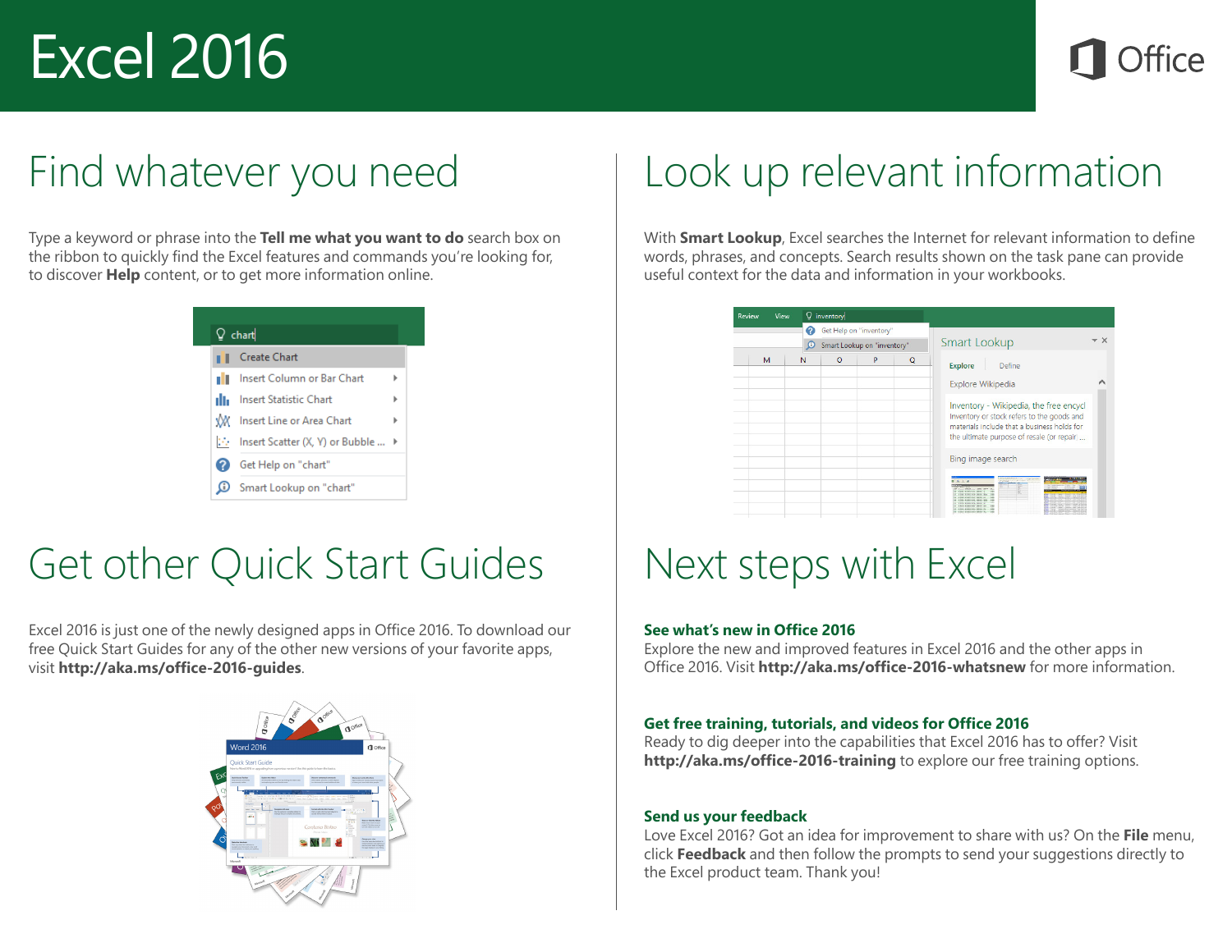# Excel 2016

## Find whatever you need

Type a keyword or phrase into the **Tell me what you want to do** search box on the ribbon to quickly find the Excel features and commands you're looking for, to discover **Help** content, or to get more information online.

## Look up relevant information

With **Smart Lookup**, Excel searches the Internet for relevant information to define words, phrases, and concepts. Search results shown on the task pane can provide useful context for the data and information in your workbooks.

## Get other Quick Start Guides

Excel 2016 is just one of the newly designed apps in Office 2016. To download our free Quick Start Guides for any of the other new versions of your favorite apps, visit **http://aka.ms/office-2016-guides**.

## Next steps with Excel

### See what's new in Office 2016

Explore the new and improved features in Excel 2016 and the other apps in Office 2016. Visit **http://aka.ms/office-2016-whatsnew** for more information.

### Get free training, tutorials, and videos for Office 2016

Ready to dig deeper into the capabilities that Excel 2016 has to offer? Visit **http://aka.ms/office-2016-training** to explore our free training options.

### Send us your feedback

Love Excel 2016? Got an idea for improvement to share with us? On the **File** menu, click **Feedback** and then follow the prompts to send your suggestions directly to the Excel product team. Thank you!